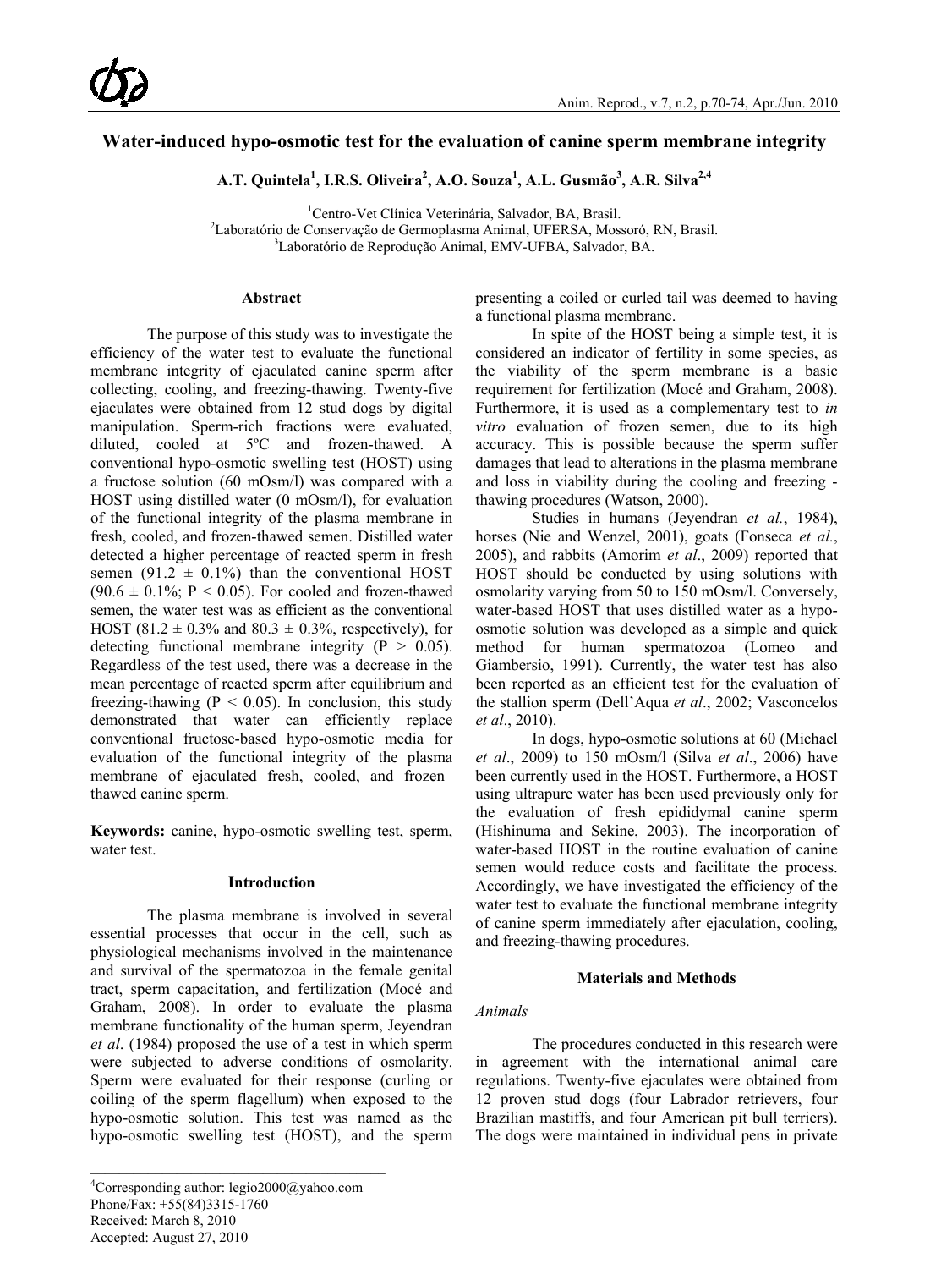# Water-induced hypo-osmotic test for the evaluation of canine sperm membrane integrity

**A.T. Quintela[1], I.R.S. Oliveira[2], A.O. Souza[1], A.L. Gusmão[3], A.R. Silva[2,4]**

[1]Centro-Vet Clínica Veterinária, Salvador, BA, Brasil.
[2]Laboratório de Conservação de Germoplasma Animal, UFERSA, Mossoró, RN, Brasil.
[3]Laboratório de Reprodução Animal, EMV-UFBA, Salvador, BA.

## Abstract

The purpose of this study was to investigate the efficiency of the water test to evaluate the functional membrane integrity of ejaculated canine sperm after collecting, cooling, and freezing-thawing. Twenty-five ejaculates were obtained from 12 stud dogs by digital manipulation. Sperm-rich fractions were evaluated, diluted, cooled at 5ºC and frozen-thawed. A conventional hypo-osmotic swelling test (HOST) using a fructose solution (60 mOsm/l) was compared with a HOST using distilled water (0 mOsm/l), for evaluation of the functional integrity of the plasma membrane in fresh, cooled, and frozen-thawed semen. Distilled water detected a higher percentage of reacted sperm in fresh semen ($91.2 \pm 0.1\%$) than the conventional HOST ($90.6 \pm 0.1\%$; $P < 0.05$). For cooled and frozen-thawed semen, the water test was as efficient as the conventional HOST ($81.2 \pm 0.3\%$ and $80.3 \pm 0.3\%$, respectively), for detecting functional membrane integrity ($P > 0.05$). Regardless of the test used, there was a decrease in the mean percentage of reacted sperm after equilibrium and freezing-thawing ($P < 0.05$). In conclusion, this study demonstrated that water can efficiently replace conventional fructose-based hypo-osmotic media for evaluation of the functional integrity of the plasma membrane of ejaculated fresh, cooled, and frozen–thawed canine sperm.

**Keywords:** canine, hypo-osmotic swelling test, sperm, water test.

## Introduction

The plasma membrane is involved in several essential processes that occur in the cell, such as physiological mechanisms involved in the maintenance and survival of the spermatozoa in the female genital tract, sperm capacitation, and fertilization (Mocé and Graham, 2008). In order to evaluate the plasma membrane functionality of the human sperm, Jeyendran *et al*. (1984) proposed the use of a test in which sperm were subjected to adverse conditions of osmolarity. Sperm were evaluated for their response (curling or coiling of the sperm flagellum) when exposed to the hypo-osmotic solution. This test was named as the hypo-osmotic swelling test (HOST), and the sperm presenting a coiled or curled tail was deemed to having a functional plasma membrane.

In spite of the HOST being a simple test, it is considered an indicator of fertility in some species, as the viability of the sperm membrane is a basic requirement for fertilization (Mocé and Graham, 2008). Furthermore, it is used as a complementary test to *in vitro* evaluation of frozen semen, due to its high accuracy. This is possible because the sperm suffer damages that lead to alterations in the plasma membrane and loss in viability during the cooling and freezing - thawing procedures (Watson, 2000).

Studies in humans (Jeyendran *et al.*, 1984), horses (Nie and Wenzel, 2001), goats (Fonseca *et al.*, 2005), and rabbits (Amorim *et al*., 2009) reported that HOST should be conducted by using solutions with osmolarity varying from 50 to 150 mOsm/l. Conversely, water-based HOST that uses distilled water as a hypo-osmotic solution was developed as a simple and quick method for human spermatozoa (Lomeo and Giambersio, 1991). Currently, the water test has also been reported as an efficient test for the evaluation of the stallion sperm (Dell'Aqua *et al*., 2002; Vasconcelos *et al*., 2010).

In dogs, hypo-osmotic solutions at 60 (Michael *et al*., 2009) to 150 mOsm/l (Silva *et al*., 2006) have been currently used in the HOST. Furthermore, a HOST using ultrapure water has been used previously only for the evaluation of fresh epididymal canine sperm (Hishinuma and Sekine, 2003). The incorporation of water-based HOST in the routine evaluation of canine semen would reduce costs and facilitate the process. Accordingly, we have investigated the efficiency of the water test to evaluate the functional membrane integrity of canine sperm immediately after ejaculation, cooling, and freezing-thawing procedures.

## Materials and Methods

### *Animals*

The procedures conducted in this research were in agreement with the international animal care regulations. Twenty-five ejaculates were obtained from 12 proven stud dogs (four Labrador retrievers, four Brazilian mastiffs, and four American pit bull terriers). The dogs were maintained in individual pens in private

[4]Corresponding author: legio2000@yahoo.com
Phone/Fax: +55(84)3315-1760
Received: March 8, 2010
Accepted: August 27, 2010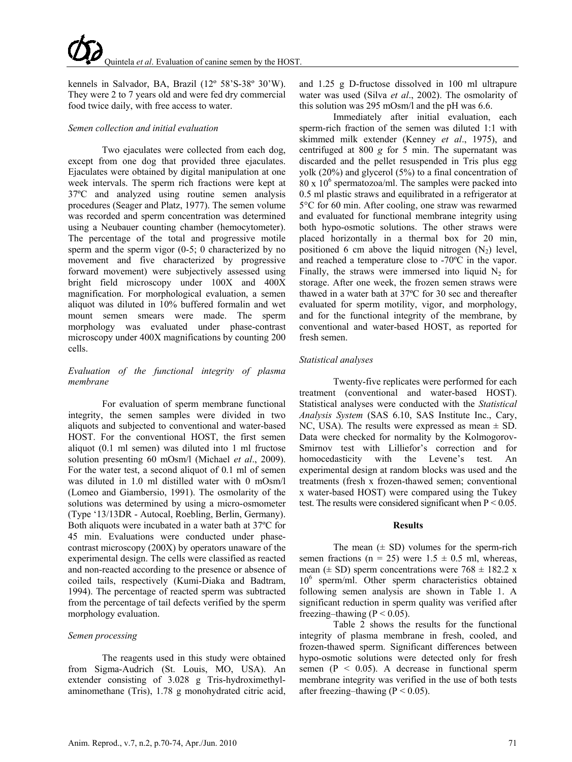kennels in Salvador, BA, Brazil (12º 58'S-38º 30'W). They were 2 to 7 years old and were fed dry commercial food twice daily, with free access to water.

### *Semen collection and initial evaluation*

Two ejaculates were collected from each dog, except from one dog that provided three ejaculates. Ejaculates were obtained by digital manipulation at one week intervals. The sperm rich fractions were kept at 37ºC and analyzed using routine semen analysis procedures (Seager and Platz, 1977). The semen volume was recorded and sperm concentration was determined using a Neubauer counting chamber (hemocytometer). The percentage of the total and progressive motile sperm and the sperm vigor (0-5; 0 characterized by no movement and five characterized by progressive forward movement) were subjectively assessed using bright field microscopy under 100X and 400X magnification. For morphological evaluation, a semen aliquot was diluted in 10% buffered formalin and wet mount semen smears were made. The sperm morphology was evaluated under phase-contrast microscopy under 400X magnifications by counting 200 cells.

### *Evaluation of the functional integrity of plasma membrane*

For evaluation of sperm membrane functional integrity, the semen samples were divided in two aliquots and subjected to conventional and water-based HOST. For the conventional HOST, the first semen aliquot (0.1 ml semen) was diluted into 1 ml fructose solution presenting 60 mOsm/l (Michael *et al*., 2009). For the water test, a second aliquot of 0.1 ml of semen was diluted in 1.0 ml distilled water with 0 mOsm/l (Lomeo and Giambersio, 1991). The osmolarity of the solutions was determined by using a micro-osmometer (Type '13/13DR - Autocal, Roebling, Berlin, Germany). Both aliquots were incubated in a water bath at 37ºC for 45 min. Evaluations were conducted under phase-contrast microscopy (200X) by operators unaware of the experimental design. The cells were classified as reacted and non-reacted according to the presence or absence of coiled tails, respectively (Kumi-Diaka and Badtram, 1994). The percentage of reacted sperm was subtracted from the percentage of tail defects verified by the sperm morphology evaluation.

### *Semen processing*

The reagents used in this study were obtained from Sigma-Audrich (St. Louis, MO, USA). An extender consisting of 3.028 g Tris-hydroximethyl-aminomethane (Tris), 1.78 g monohydrated citric acid, and 1.25 g D-fructose dissolved in 100 ml ultrapure water was used (Silva *et al*., 2002). The osmolarity of this solution was 295 mOsm/l and the pH was 6.6.

Immediately after initial evaluation, each sperm-rich fraction of the semen was diluted 1:1 with skimmed milk extender (Kenney *et al*., 1975), and centrifuged at 800 *g* for 5 min. The supernatant was discarded and the pellet resuspended in Tris plus egg yolk (20%) and glycerol (5%) to a final concentration of $80 \times 10^6$ spermatozoa/ml. The samples were packed into 0.5 ml plastic straws and equilibrated in a refrigerator at 5°C for 60 min. After cooling, one straw was rewarmed and evaluated for functional membrane integrity using both hypo-osmotic solutions. The other straws were placed horizontally in a thermal box for 20 min, positioned 6 cm above the liquid nitrogen ($N_2$) level, and reached a temperature close to -70ºC in the vapor. Finally, the straws were immersed into liquid $N_2$ for storage. After one week, the frozen semen straws were thawed in a water bath at 37ºC for 30 sec and thereafter evaluated for sperm motility, vigor, and morphology, and for the functional integrity of the membrane, by conventional and water-based HOST, as reported for fresh semen.

### *Statistical analyses*

Twenty-five replicates were performed for each treatment (conventional and water-based HOST). Statistical analyses were conducted with the *Statistical Analysis System* (SAS 6.10, SAS Institute Inc., Cary, NC, USA). The results were expressed as mean ± SD. Data were checked for normality by the Kolmogorov-Smirnov test with Lilliefor's correction and for homocedasticity with the Levene's test. An experimental design at random blocks was used and the treatments (fresh x frozen-thawed semen; conventional x water-based HOST) were compared using the Tukey test. The results were considered significant when $P < 0.05$.

## Results

The mean (± SD) volumes for the sperm-rich semen fractions (n = 25) were 1.5 ± 0.5 ml, whereas, mean (± SD) sperm concentrations were $768 \pm 182.2 \times 10^6$ sperm/ml. Other sperm characteristics obtained following semen analysis are shown in Table 1. A significant reduction in sperm quality was verified after freezing–thawing ($P < 0.05$).

Table 2 shows the results for the functional integrity of plasma membrane in fresh, cooled, and frozen-thawed sperm. Significant differences between hypo-osmotic solutions were detected only for fresh semen ($P < 0.05$). A decrease in functional sperm membrane integrity was verified in the use of both tests after freezing–thawing ($P < 0.05$).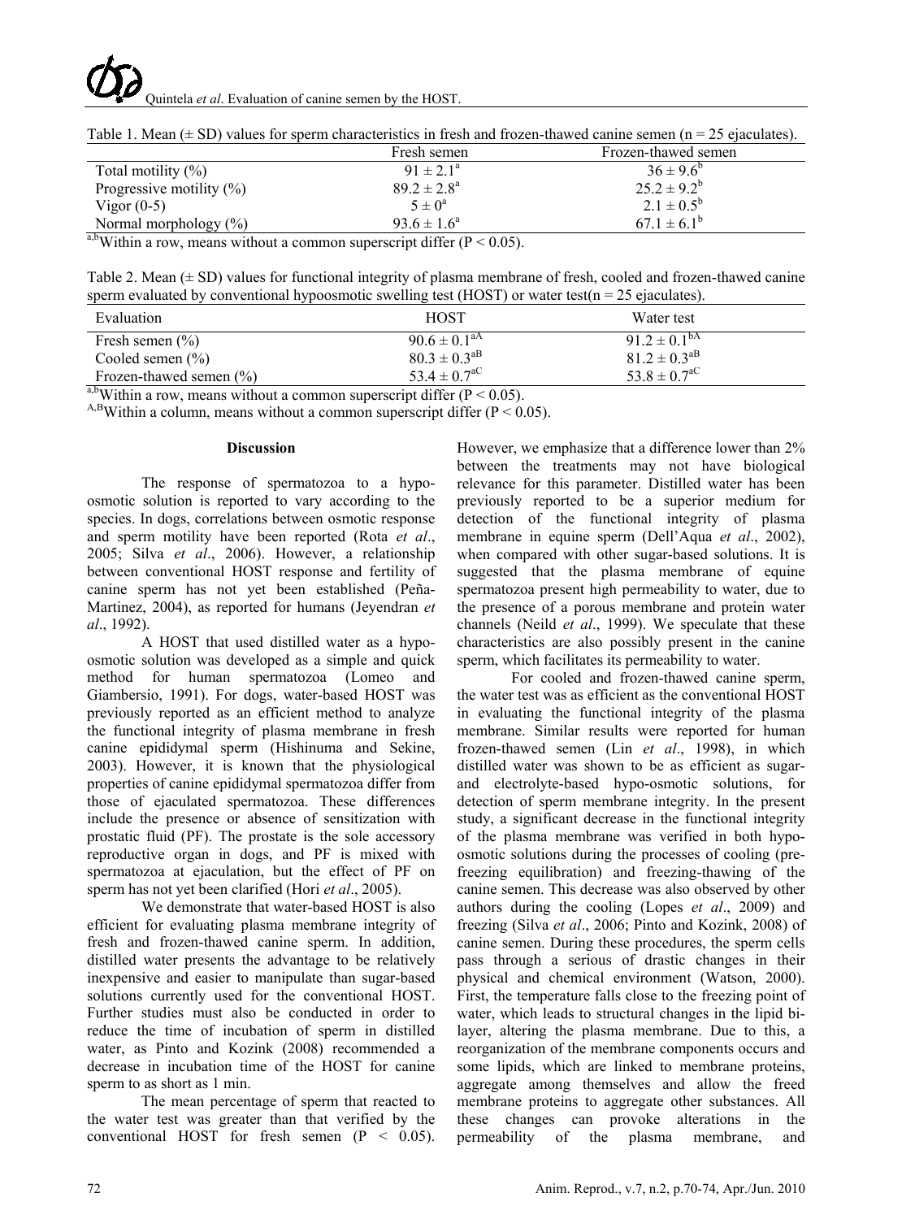Table 1. Mean (± SD) values for sperm characteristics in fresh and frozen-thawed canine semen (n = 25 ejaculates).

| | Fresh semen | Frozen-thawed semen |
|---|---|---|
| Total motility (%) | $91 \pm 2.1^{a}$ | $36 \pm 9.6^{b}$ |
| Progressive motility (%) | $89.2 \pm 2.8^{a}$ | $25.2 \pm 9.2^{b}$ |
| Vigor (0-5) | $5 \pm 0^{a}$ | $2.1 \pm 0.5^{b}$ |
| Normal morphology (%) | $93.6 \pm 1.6^{a}$ | $67.1 \pm 6.1^{b}$ |

[a,b]Within a row, means without a common superscript differ (P < 0.05).

Table 2. Mean (± SD) values for functional integrity of plasma membrane of fresh, cooled and frozen-thawed canine sperm evaluated by conventional hypoosmotic swelling test (HOST) or water test(n = 25 ejaculates).

| Evaluation | HOST | Water test |
|---|---|---|
| Fresh semen (%) | $90.6 \pm 0.1^{aA}$ | $91.2 \pm 0.1^{bA}$ |
| Cooled semen (%) | $80.3 \pm 0.3^{aB}$ | $81.2 \pm 0.3^{aB}$ |
| Frozen-thawed semen (%) | $53.4 \pm 0.7^{aC}$ | $53.8 \pm 0.7^{aC}$ |

[a,b]Within a row, means without a common superscript differ (P < 0.05).
[A,B]Within a column, means without a common superscript differ (P < 0.05).

## Discussion

The response of spermatozoa to a hypo-osmotic solution is reported to vary according to the species. In dogs, correlations between osmotic response and sperm motility have been reported (Rota *et al*., 2005; Silva *et al*., 2006). However, a relationship between conventional HOST response and fertility of canine sperm has not yet been established (Peña-Martinez, 2004), as reported for humans (Jeyendran *et al*., 1992).

A HOST that used distilled water as a hypo-osmotic solution was developed as a simple and quick method for human spermatozoa (Lomeo and Giambersio, 1991). For dogs, water-based HOST was previously reported as an efficient method to analyze the functional integrity of plasma membrane in fresh canine epididymal sperm (Hishinuma and Sekine, 2003). However, it is known that the physiological properties of canine epididymal spermatozoa differ from those of ejaculated spermatozoa. These differences include the presence or absence of sensitization with prostatic fluid (PF). The prostate is the sole accessory reproductive organ in dogs, and PF is mixed with spermatozoa at ejaculation, but the effect of PF on sperm has not yet been clarified (Hori *et al*., 2005).

We demonstrate that water-based HOST is also efficient for evaluating plasma membrane integrity of fresh and frozen-thawed canine sperm. In addition, distilled water presents the advantage to be relatively inexpensive and easier to manipulate than sugar-based solutions currently used for the conventional HOST. Further studies must also be conducted in order to reduce the time of incubation of sperm in distilled water, as Pinto and Kozink (2008) recommended a decrease in incubation time of the HOST for canine sperm to as short as 1 min.

The mean percentage of sperm that reacted to the water test was greater than that verified by the conventional HOST for fresh semen (P < 0.05). However, we emphasize that a difference lower than 2% between the treatments may not have biological relevance for this parameter. Distilled water has been previously reported to be a superior medium for detection of the functional integrity of plasma membrane in equine sperm (Dell'Aqua *et al*., 2002), when compared with other sugar-based solutions. It is suggested that the plasma membrane of equine spermatozoa present high permeability to water, due to the presence of a porous membrane and protein water channels (Neild *et al*., 1999). We speculate that these characteristics are also possibly present in the canine sperm, which facilitates its permeability to water.

For cooled and frozen-thawed canine sperm, the water test was as efficient as the conventional HOST in evaluating the functional integrity of the plasma membrane. Similar results were reported for human frozen-thawed semen (Lin *et al*., 1998), in which distilled water was shown to be as efficient as sugar- and electrolyte-based hypo-osmotic solutions, for detection of sperm membrane integrity. In the present study, a significant decrease in the functional integrity of the plasma membrane was verified in both hypo-osmotic solutions during the processes of cooling (pre-freezing equilibration) and freezing-thawing of the canine semen. This decrease was also observed by other authors during the cooling (Lopes *et al*., 2009) and freezing (Silva *et al*., 2006; Pinto and Kozink, 2008) of canine semen. During these procedures, the sperm cells pass through a serious of drastic changes in their physical and chemical environment (Watson, 2000). First, the temperature falls close to the freezing point of water, which leads to structural changes in the lipid bi-layer, altering the plasma membrane. Due to this, a reorganization of the membrane components occurs and some lipids, which are linked to membrane proteins, aggregate among themselves and allow the freed membrane proteins to aggregate other substances. All these changes can provoke alterations in the permeability of the plasma membrane, and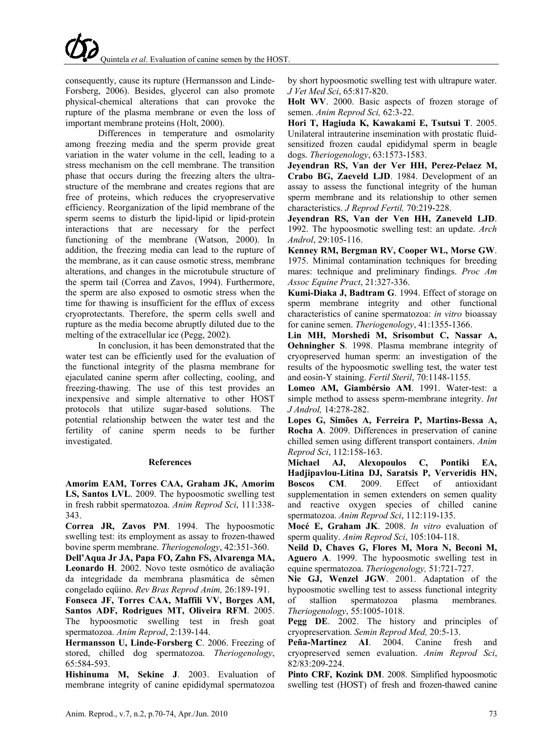consequently, cause its rupture (Hermansson and Linde-Forsberg, 2006). Besides, glycerol can also promote physical-chemical alterations that can provoke the rupture of the plasma membrane or even the loss of important membrane proteins (Holt, 2000).

Differences in temperature and osmolarity among freezing media and the sperm provide great variation in the water volume in the cell, leading to a stress mechanism on the cell membrane. The transition phase that occurs during the freezing alters the ultra-structure of the membrane and creates regions that are free of proteins, which reduces the cryopreservative efficiency. Reorganization of the lipid membrane of the sperm seems to disturb the lipid-lipid or lipid-protein interactions that are necessary for the perfect functioning of the membrane (Watson, 2000). In addition, the freezing media can lead to the rupture of the membrane, as it can cause osmotic stress, membrane alterations, and changes in the microtubule structure of the sperm tail (Correa and Zavos, 1994). Furthermore, the sperm are also exposed to osmotic stress when the time for thawing is insufficient for the efflux of excess cryoprotectants. Therefore, the sperm cells swell and rupture as the media become abruptly diluted due to the melting of the extracellular ice (Pegg, 2002).

In conclusion, it has been demonstrated that the water test can be efficiently used for the evaluation of the functional integrity of the plasma membrane for ejaculated canine sperm after collecting, cooling, and freezing-thawing. The use of this test provides an inexpensive and simple alternative to other HOST protocols that utilize sugar-based solutions. The potential relationship between the water test and the fertility of canine sperm needs to be further investigated.

## References

**Amorim EAM, Torres CAA, Graham JK, Amorim LS, Santos LVL**. 2009. The hypoosmotic swelling test in fresh rabbit spermatozoa. *Anim Reprod Sci*, 111:338-343.

**Correa JR, Zavos PM**. 1994. The hypoosmotic swelling test: its employment as assay to frozen-thawed bovine sperm membrane. *Theriogenology*, 42:351-360.

**Dell'Aqua Jr JA, Papa FO, Zahn FS, Alvarenga MA, Leonardo H**. 2002. Novo teste osmótico de avaliação da integridade da membrana plasmática de sêmen congelado eqüino. *Rev Bras Reprod Anim,* 26:189-191.

**Fonseca JF, Torres CAA, Maffili VV, Borges AM, Santos ADF, Rodrigues MT, Oliveira RFM**. 2005. The hypoosmotic swelling test in fresh goat spermatozoa. *Anim Reprod*, 2:139-144.

**Hermansson U, Linde-Forsberg C**. 2006. Freezing of stored, chilled dog spermatozoa. *Theriogenology*, 65:584-593.

**Hishinuma M, Sekine J**. 2003. Evaluation of membrane integrity of canine epididymal spermatozoa by short hypoosmotic swelling test with ultrapure water. *J Vet Med Sci*, 65:817-820.

**Holt WV**. 2000. Basic aspects of frozen storage of semen. *Anim Reprod Sci,* 62:3-22.

**Hori T, Hagiuda K, Kawakami E, Tsutsui T**. 2005. Unilateral intrauterine insemination with prostatic fluid-sensitized frozen caudal epididymal sperm in beagle dogs. *Theriogenology*, 63:1573-1583.

**Jeyendran RS, Van der Ver HH, Perez-Pelaez M, Crabo BG, Zaeveld LJD**. 1984. Development of an assay to assess the functional integrity of the human sperm membrane and its relationship to other semen characteristics. *J Reprod Fertil,* 70:219-228.

**Jeyendran RS, Van der Ven HH, Zaneveld LJD**. 1992. The hypoosmotic swelling test: an update. *Arch Androl*, 29:105-116.

**Kenney RM, Bergman RV, Cooper WL, Morse GW**. 1975. Minimal contamination techniques for breeding mares: technique and preliminary findings. *Proc Am Assoc Equine Pract*, 21:327-336.

**Kumi-Diaka J, Badtram G**. 1994. Effect of storage on sperm membrane integrity and other functional characteristics of canine spermatozoa: *in vitro* bioassay for canine semen. *Theriogenology*, 41:1355-1366.

**Lin MH, Morshedi M, Srisombut C, Nassar A, Oehningher S**. 1998. Plasma membrane integrity of cryopreserved human sperm: an investigation of the results of the hypoosmotic swelling test, the water test and eosin-Y staining. *Fertil Steril*, 70:1148-1155.

**Lomeo AM, Giambérsio AM**. 1991. Water-test: a simple method to assess sperm-membrane integrity. *Int J Androl,* 14:278-282.

**Lopes G, Simões A, Ferreira P, Martins-Bessa A, Rocha A**. 2009. Differences in preservation of canine chilled semen using different transport containers. *Anim Reprod Sci*, 112:158-163.

**Michael AJ, Alexopoulos C, Pontiki EA, Hadjipavlou-Litina DJ, Saratsis P, Ververidis HN, Boscos CM**. 2009. Effect of antioxidant supplementation in semen extenders on semen quality and reactive oxygen species of chilled canine spermatozoa. *Anim Reprod Sci*, 112:119-135.

**Mocé E, Graham JK**. 2008. *In vitro* evaluation of sperm quality. *Anim Reprod Sci*, 105:104-118.

**Neild D, Chaves G, Flores M, Mora N, Beconi M, Aguero A**. 1999. The hypoosmotic swelling test in equine spermatozoa. *Theriogenology,* 51:721-727.

**Nie GJ, Wenzel JGW**. 2001. Adaptation of the hypoosmotic swelling test to assess functional integrity of stallion spermatozoa plasma membranes. *Theriogenology*, 55:1005-1018.

**Pegg DE**. 2002. The history and principles of cryopreservation. *Semin Reprod Med,* 20:5-13.

**Peña-Martinez AI**. 2004. Canine fresh and cryopreserved semen evaluation. *Anim Reprod Sci*, 82/83:209-224.

**Pinto CRF, Kozink DM**. 2008. Simplified hypoosmotic swelling test (HOST) of fresh and frozen-thawed canine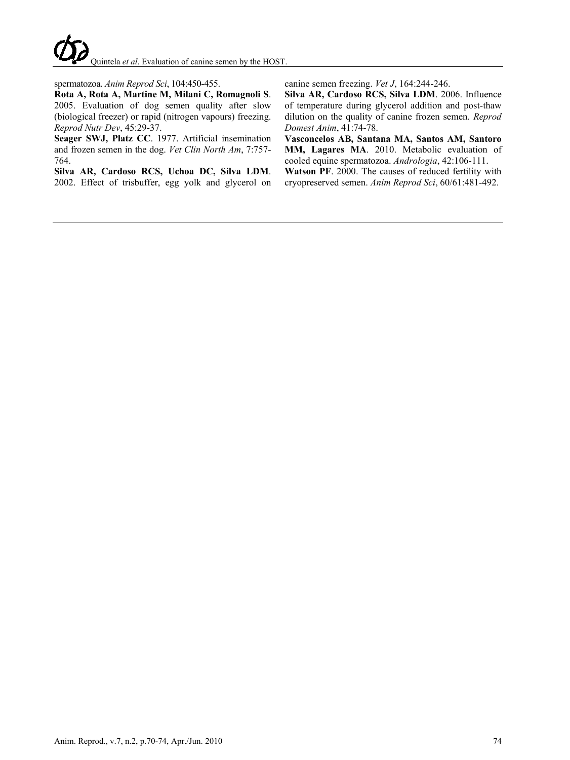spermatozoa. *Anim Reprod Sci*, 104:450-455.

**Rota A, Rota A, Martine M, Milani C, Romagnoli S**. 2005. Evaluation of dog semen quality after slow (biological freezer) or rapid (nitrogen vapours) freezing. *Reprod Nutr Dev*, 45:29-37.

**Seager SWJ, Platz CC**. 1977. Artificial insemination and frozen semen in the dog. *Vet Clin North Am*, 7:757-764.

**Silva AR, Cardoso RCS, Uchoa DC, Silva LDM**. 2002. Effect of trisbuffer, egg yolk and glycerol on canine semen freezing. *Vet J*, 164:244-246.

**Silva AR, Cardoso RCS, Silva LDM**. 2006. Influence of temperature during glycerol addition and post-thaw dilution on the quality of canine frozen semen. *Reprod Domest Anim*, 41:74-78.

**Vasconcelos AB, Santana MA, Santos AM, Santoro MM, Lagares MA**. 2010. Metabolic evaluation of cooled equine spermatozoa. *Andrologia*, 42:106-111.

**Watson PF**. 2000. The causes of reduced fertility with cryopreserved semen. *Anim Reprod Sci*, 60/61:481-492.